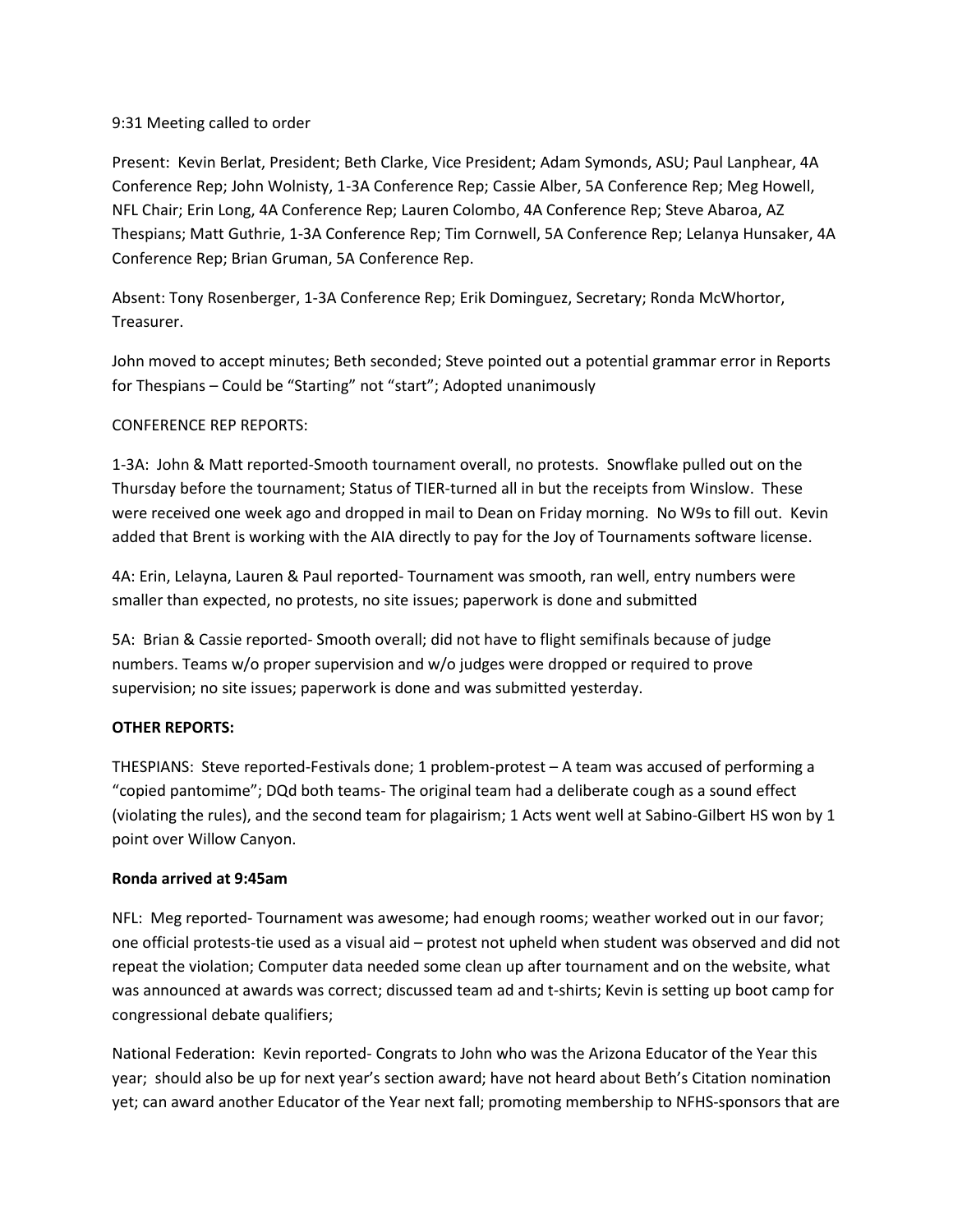9:31 Meeting called to order

Present: Kevin Berlat, President; Beth Clarke, Vice President; Adam Symonds, ASU; Paul Lanphear, 4A Conference Rep; John Wolnisty, 1-3A Conference Rep; Cassie Alber, 5A Conference Rep; Meg Howell, NFL Chair; Erin Long, 4A Conference Rep; Lauren Colombo, 4A Conference Rep; Steve Abaroa, AZ Thespians; Matt Guthrie, 1-3A Conference Rep; Tim Cornwell, 5A Conference Rep; Lelanya Hunsaker, 4A Conference Rep; Brian Gruman, 5A Conference Rep.

Absent: Tony Rosenberger, 1-3A Conference Rep; Erik Dominguez, Secretary; Ronda McWhortor, Treasurer.

John moved to accept minutes; Beth seconded; Steve pointed out a potential grammar error in Reports for Thespians – Could be "Starting" not "start"; Adopted unanimously

CONFERENCE REP REPORTS:

1-3A: John & Matt reported-Smooth tournament overall, no protests. Snowflake pulled out on the Thursday before the tournament; Status of TIER-turned all in but the receipts from Winslow. These were received one week ago and dropped in mail to Dean on Friday morning. No W9s to fill out. Kevin added that Brent is working with the AIA directly to pay for the Joy of Tournaments software license.

4A: Erin, Lelayna, Lauren & Paul reported- Tournament was smooth, ran well, entry numbers were smaller than expected, no protests, no site issues; paperwork is done and submitted

5A: Brian & Cassie reported- Smooth overall; did not have to flight semifinals because of judge numbers. Teams w/o proper supervision and w/o judges were dropped or required to prove supervision; no site issues; paperwork is done and was submitted yesterday.

**OTHER REPORTS:**

THESPIANS: Steve reported-Festivals done; 1 problem-protest – A team was accused of performing a "copied pantomime"; DQd both teams- The original team had a deliberate cough as a sound effect (violating the rules), and the second team for plagiarism; 1 Acts went well at Sabino-Gilbert HS won by 1 point over Willow Canyon.

**Ronda arrived at 9:45am**

NFL: Meg reported- Tournament was awesome; had enough rooms; weather worked out in our favor; one official protests-tie used as a visual aid – protest not upheld when student was observed and did not repeat the violation; Computer data needed some clean up after tournament and on the website, what was announced at awards was correct; discussed team ad and t-shirts; Kevin is setting up boot camp for congressional debate qualifiers;

National Federation: Kevin reported- Congrats to John who was the Arizona Educator of the Year this year; should also be up for next year's section award; have not heard about Beth's Citation nomination yet; can award another Educator of the Year next fall; promoting membership to NFHS-sponsors that are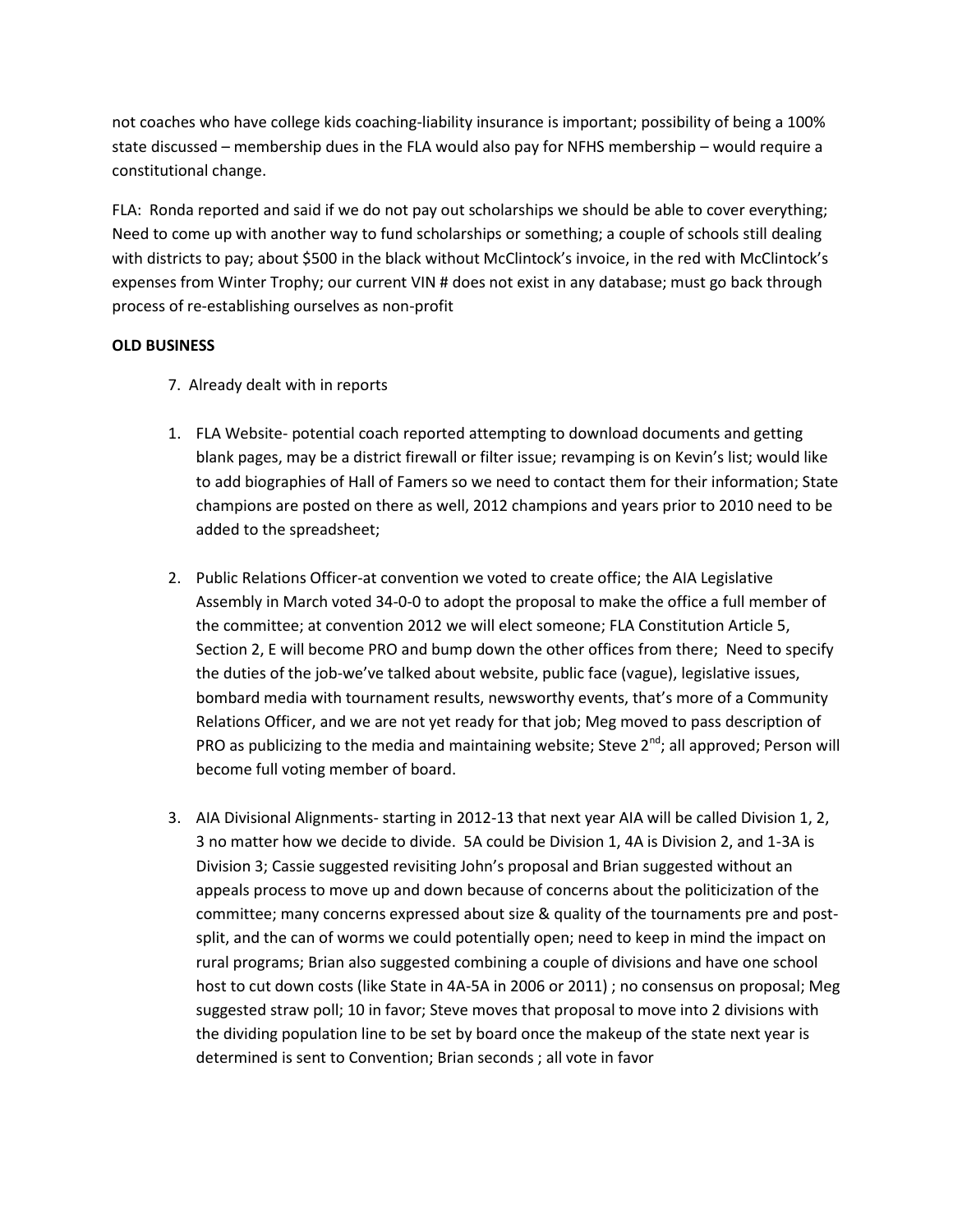not coaches who have college kids coaching-liability insurance is important; possibility of being a 100% state discussed – membership dues in the FLA would also pay for NFHS membership – would require a constitutional change.

FLA: Ronda reported and said if we do not pay out scholarships we should be able to cover everything; Need to come up with another way to fund scholarships or something; a couple of schools still dealing with districts to pay; about $500 in the black without McClintock's invoice, in the red with McClintock's expenses from Winter Trophy; our current VIN # does not exist in any database; must go back through process of re-establishing ourselves as non-profit

**OLD BUSINESS**

7. Already dealt with in reports

1. FLA Website- potential coach reported attempting to download documents and getting blank pages, may be a district firewall or filter issue; revamping is on Kevin's list; would like to add biographies of Hall of Famers so we need to contact them for their information; State champions are posted on there as well, 2012 champions and years prior to 2010 need to be added to the spreadsheet;

2. Public Relations Officer-at convention we voted to create office; the AIA Legislative Assembly in March voted 34-0-0 to adopt the proposal to make the office a full member of the committee; at convention 2012 we will elect someone; FLA Constitution Article 5, Section 2, E will become PRO and bump down the other offices from there; Need to specify the duties of the job-we've talked about website, public face (vague), legislative issues, bombard media with tournament results, newsworthy events, that's more of a Community Relations Officer, and we are not yet ready for that job; Meg moved to pass description of PRO as publicizing to the media and maintaining website; Steve 2nd; all approved; Person will become full voting member of board.

3. AIA Divisional Alignments- starting in 2012-13 that next year AIA will be called Division 1, 2, 3 no matter how we decide to divide. 5A could be Division 1, 4A is Division 2, and 1-3A is Division 3; Cassie suggested revisiting John's proposal and Brian suggested without an appeals process to move up and down because of concerns about the politicization of the committee; many concerns expressed about size & quality of the tournaments pre and post-split, and the can of worms we could potentially open; need to keep in mind the impact on rural programs; Brian also suggested combining a couple of divisions and have one school host to cut down costs (like State in 4A-5A in 2006 or 2011) ; no consensus on proposal; Meg suggested straw poll; 10 in favor; Steve moves that proposal to move into 2 divisions with the dividing population line to be set by board once the makeup of the state next year is determined is sent to Convention; Brian seconds ; all vote in favor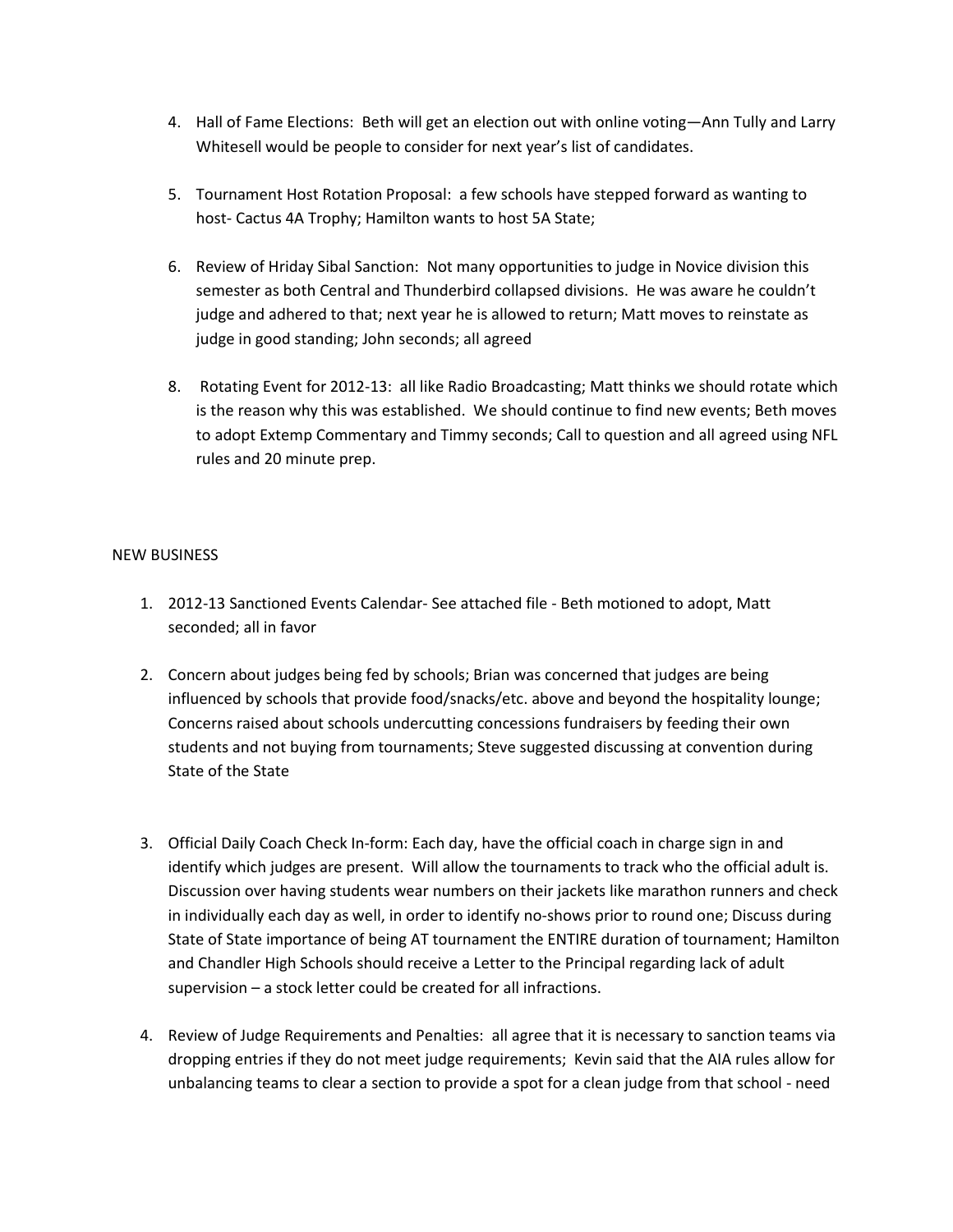4. Hall of Fame Elections: Beth will get an election out with online voting—Ann Tully and Larry Whitesell would be people to consider for next year's list of candidates.

5. Tournament Host Rotation Proposal: a few schools have stepped forward as wanting to host- Cactus 4A Trophy; Hamilton wants to host 5A State;

6. Review of Hriday Sibal Sanction: Not many opportunities to judge in Novice division this semester as both Central and Thunderbird collapsed divisions. He was aware he couldn't judge and adhered to that; next year he is allowed to return; Matt moves to reinstate as judge in good standing; John seconds; all agreed

8. Rotating Event for 2012-13: all like Radio Broadcasting; Matt thinks we should rotate which is the reason why this was established. We should continue to find new events; Beth moves to adopt Extemp Commentary and Timmy seconds; Call to question and all agreed using NFL rules and 20 minute prep.

NEW BUSINESS

1. 2012-13 Sanctioned Events Calendar- See attached file - Beth motioned to adopt, Matt seconded; all in favor

2. Concern about judges being fed by schools; Brian was concerned that judges are being influenced by schools that provide food/snacks/etc. above and beyond the hospitality lounge; Concerns raised about schools undercutting concessions fundraisers by feeding their own students and not buying from tournaments; Steve suggested discussing at convention during State of the State

3. Official Daily Coach Check In-form: Each day, have the official coach in charge sign in and identify which judges are present. Will allow the tournaments to track who the official adult is. Discussion over having students wear numbers on their jackets like marathon runners and check in individually each day as well, in order to identify no-shows prior to round one; Discuss during State of State importance of being AT tournament the ENTIRE duration of tournament; Hamilton and Chandler High Schools should receive a Letter to the Principal regarding lack of adult supervision – a stock letter could be created for all infractions.

4. Review of Judge Requirements and Penalties: all agree that it is necessary to sanction teams via dropping entries if they do not meet judge requirements; Kevin said that the AIA rules allow for unbalancing teams to clear a section to provide a spot for a clean judge from that school - need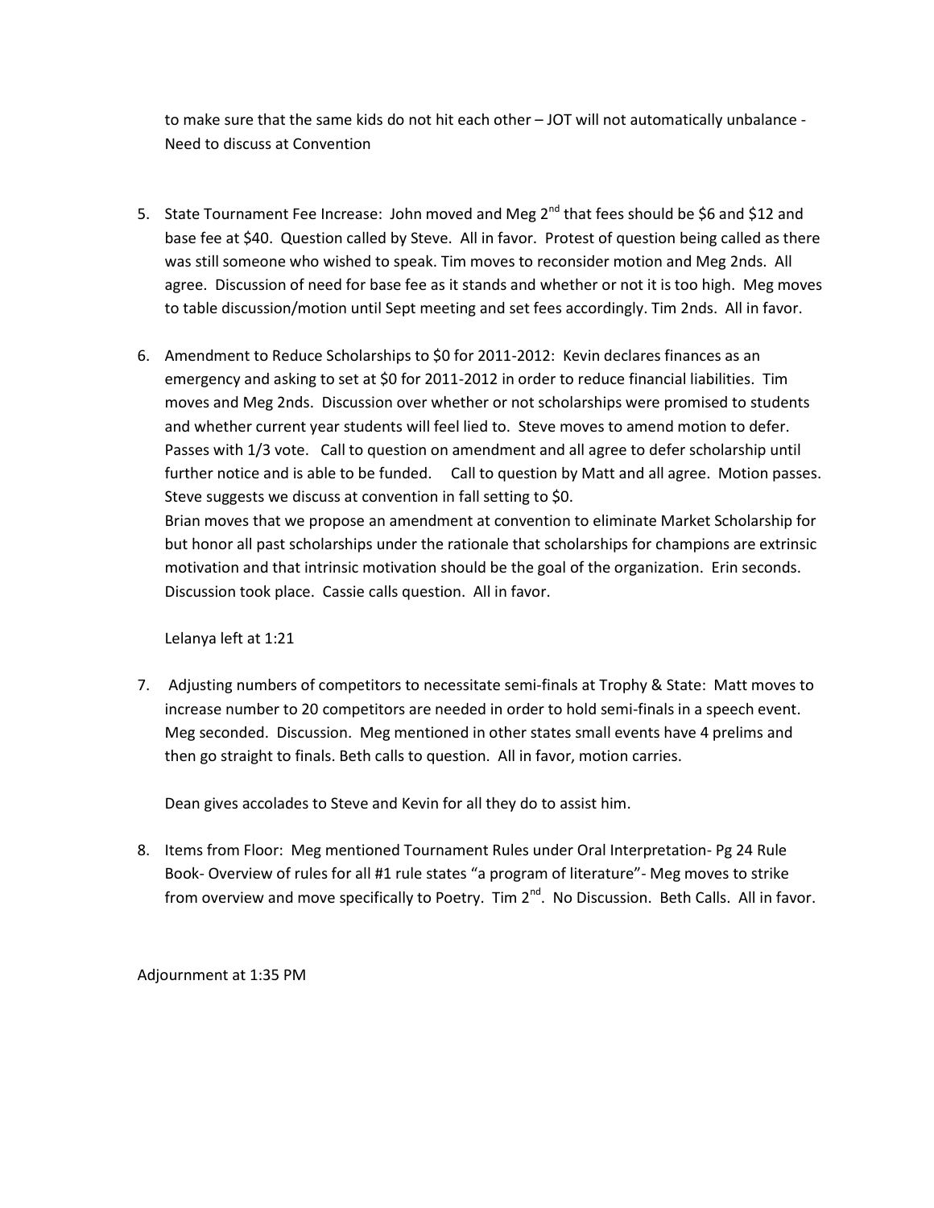to make sure that the same kids do not hit each other – JOT will not automatically unbalance - Need to discuss at Convention

5. State Tournament Fee Increase: John moved and Meg 2nd that fees should be $6 and $12 and base fee at $40. Question called by Steve. All in favor. Protest of question being called as there was still someone who wished to speak. Tim moves to reconsider motion and Meg 2nds. All agree. Discussion of need for base fee as it stands and whether or not it is too high. Meg moves to table discussion/motion until Sept meeting and set fees accordingly. Tim 2nds. All in favor.

6. Amendment to Reduce Scholarships to $0 for 2011-2012: Kevin declares finances as an emergency and asking to set at $0 for 2011-2012 in order to reduce financial liabilities. Tim moves and Meg 2nds. Discussion over whether or not scholarships were promised to students and whether current year students will feel lied to. Steve moves to amend motion to defer. Passes with 1/3 vote. Call to question on amendment and all agree to defer scholarship until further notice and is able to be funded. Call to question by Matt and all agree. Motion passes. Steve suggests we discuss at convention in fall setting to $0.

   Brian moves that we propose an amendment at convention to eliminate Market Scholarship for but honor all past scholarships under the rationale that scholarships for champions are extrinsic motivation and that intrinsic motivation should be the goal of the organization. Erin seconds. Discussion took place. Cassie calls question. All in favor.

   Lelanya left at 1:21

7. Adjusting numbers of competitors to necessitate semi-finals at Trophy & State: Matt moves to increase number to 20 competitors are needed in order to hold semi-finals in a speech event. Meg seconded. Discussion. Meg mentioned in other states small events have 4 prelims and then go straight to finals. Beth calls to question. All in favor, motion carries.

   Dean gives accolades to Steve and Kevin for all they do to assist him.

8. Items from Floor: Meg mentioned Tournament Rules under Oral Interpretation- Pg 24 Rule Book- Overview of rules for all #1 rule states "a program of literature"- Meg moves to strike from overview and move specifically to Poetry. Tim 2nd. No Discussion. Beth Calls. All in favor.

Adjournment at 1:35 PM